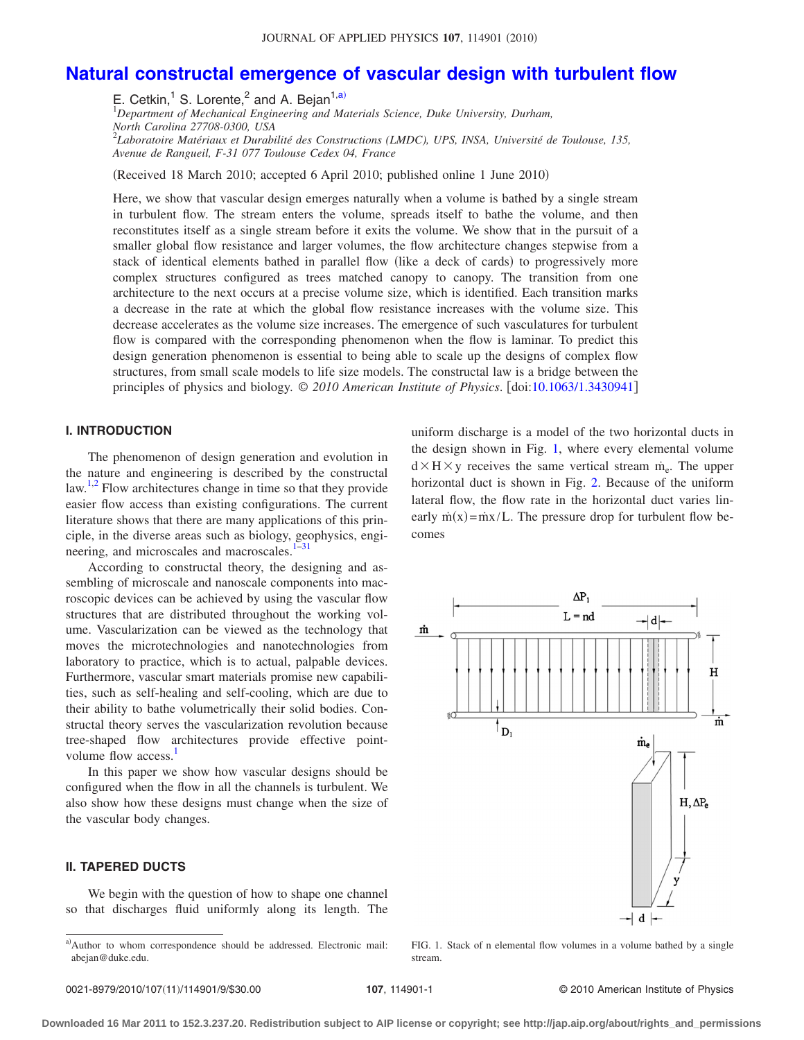# Natural constructal emergence of vascular design with turbulent flow

E. Cetkin,[1] S. Lorente,[2] and A. Bejan[1,a)]

[1]*Department of Mechanical Engineering and Materials Science, Duke University, Durham, North Carolina 27708-0300, USA*

[2]*Laboratoire Matériaux et Durabilité des Constructions (LMDC), UPS, INSA, Université de Toulouse, 135, Avenue de Rangueil, F-31 077 Toulouse Cedex 04, France*

(Received 18 March 2010; accepted 6 April 2010; published online 1 June 2010)

Here, we show that vascular design emerges naturally when a volume is bathed by a single stream in turbulent flow. The stream enters the volume, spreads itself to bathe the volume, and then reconstitutes itself as a single stream before it exits the volume. We show that in the pursuit of a smaller global flow resistance and larger volumes, the flow architecture changes stepwise from a stack of identical elements bathed in parallel flow (like a deck of cards) to progressively more complex structures configured as trees matched canopy to canopy. The transition from one architecture to the next occurs at a precise volume size, which is identified. Each transition marks a decrease in the rate at which the global flow resistance increases with the volume size. This decrease accelerates as the volume size increases. The emergence of such vasculatures for turbulent flow is compared with the corresponding phenomenon when the flow is laminar. To predict this design generation phenomenon is essential to being able to scale up the designs of complex flow structures, from small scale models to life size models. The constructal law is a bridge between the principles of physics and biology. *© 2010 American Institute of Physics*. [doi:10.1063/1.3430941]

## I. INTRODUCTION

The phenomenon of design generation and evolution in the nature and engineering is described by the constructal law.[1,2] Flow architectures change in time so that they provide easier flow access than existing configurations. The current literature shows that there are many applications of this principle, in the diverse areas such as biology, geophysics, engineering, and microscales and macroscales.[1–31]

According to constructal theory, the designing and assembling of microscale and nanoscale components into macroscopic devices can be achieved by using the vascular flow structures that are distributed throughout the working volume. Vascularization can be viewed as the technology that moves the microtechnologies and nanotechnologies from laboratory to practice, which is to actual, palpable devices. Furthermore, vascular smart materials promise new capabilities, such as self-healing and self-cooling, which are due to their ability to bathe volumetrically their solid bodies. Constructal theory serves the vascularization revolution because tree-shaped flow architectures provide effective point-volume flow access.[1]

In this paper we show how vascular designs should be configured when the flow in all the channels is turbulent. We also show how these designs must change when the size of the vascular body changes.

## II. TAPERED DUCTS

We begin with the question of how to shape one channel so that discharges fluid uniformly along its length. The uniform discharge is a model of the two horizontal ducts in the design shown in Fig. 1, where every elemental volume $d \times H \times y$ receives the same vertical stream $\dot{m}_e$. The upper horizontal duct is shown in Fig. 2. Because of the uniform lateral flow, the flow rate in the horizontal duct varies linearly $\dot{m}(x) = \dot{m}x/L$. The pressure drop for turbulent flow becomes

$\Delta P_1$

$L = nd$

$d$

$\dot{m}$

$H$

$\dot{m}$

$D_1$

$\dot{m}_e$

$H, \Delta P_e$

$y$

$d$

FIG. 1. Stack of n elemental flow volumes in a volume bathed by a single stream.

---

a)Author to whom correspondence should be addressed. Electronic mail: abejan@duke.edu.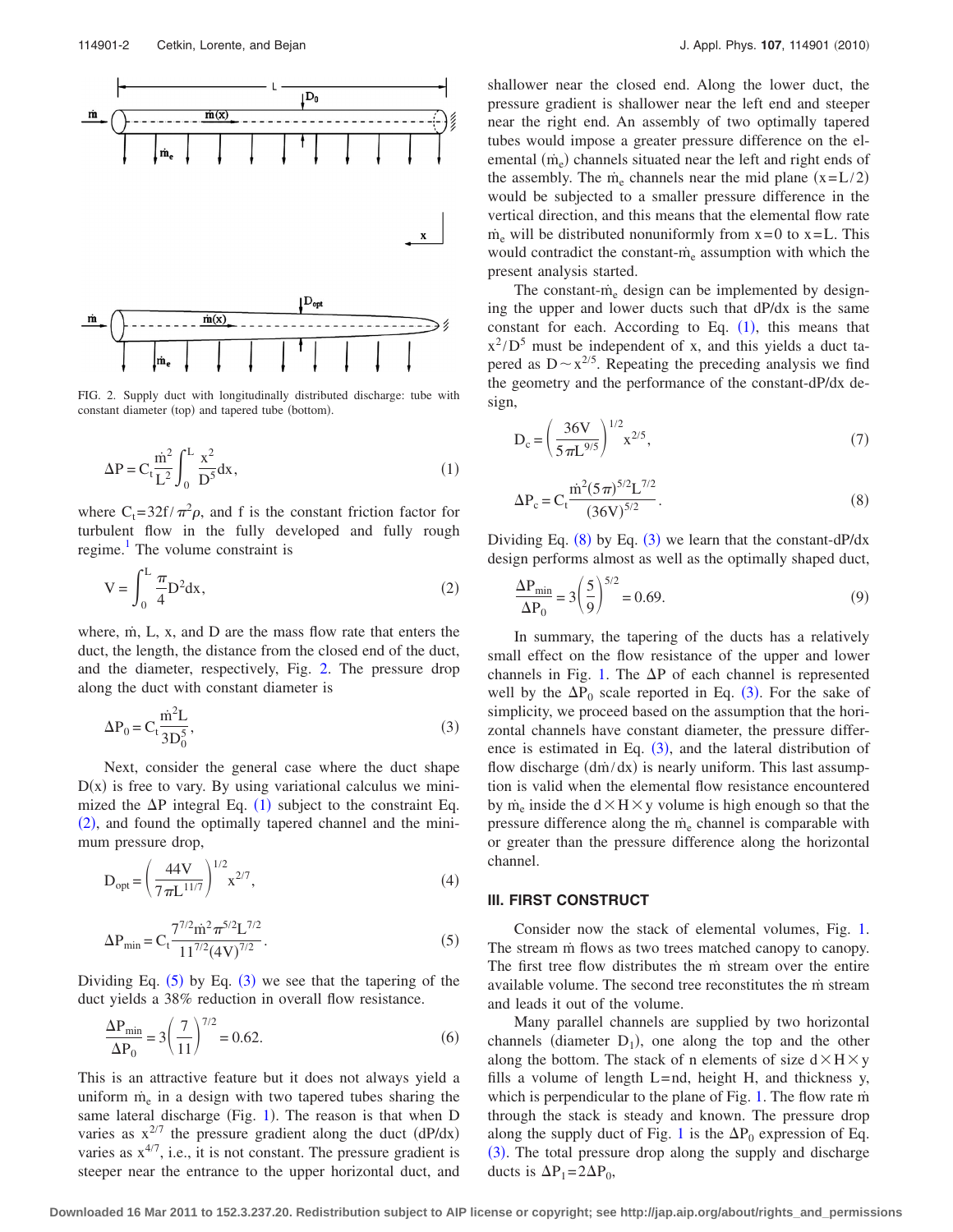FIG. 2. Supply duct with longitudinally distributed discharge: tube with constant diameter (top) and tapered tube (bottom).

$$\Delta P = C_t \frac{\dot{m}^2}{L^2} \int_0^L \frac{x^2}{D^5} dx, \tag{1}$$

where $C_t = 32f/\pi^2\rho$, and f is the constant friction factor for turbulent flow in the fully developed and fully rough regime.[1] The volume constraint is

$$V = \int_0^L \frac{\pi}{4} D^2 dx, \tag{2}$$

where, $\dot{m}$, L, x, and D are the mass flow rate that enters the duct, the length, the distance from the closed end of the duct, and the diameter, respectively, Fig. 2. The pressure drop along the duct with constant diameter is

$$\Delta P_0 = C_t \frac{\dot{m}^2 L}{3 D_0^5}, \tag{3}$$

Next, consider the general case where the duct shape D(x) is free to vary. By using variational calculus we minimized the $\Delta P$ integral Eq. (1) subject to the constraint Eq. (2), and found the optimally tapered channel and the minimum pressure drop,

$$D_{opt} = \left( \frac{44V}{7\pi L^{11/7}} \right)^{1/2} x^{2/7}, \tag{4}$$

$$\Delta P_{min} = C_t \frac{7^{7/2} \dot{m}^2 \pi^{5/2} L^{7/2}}{11^{7/2} (4V)^{7/2}}. \tag{5}$$

Dividing Eq. (5) by Eq. (3) we see that the tapering of the duct yields a 38% reduction in overall flow resistance.

$$\frac{\Delta P_{min}}{\Delta P_0} = 3 \left( \frac{7}{11} \right)^{7/2} = 0.62. \tag{6}$$

This is an attractive feature but it does not always yield a uniform $\dot{m}_e$ in a design with two tapered tubes sharing the same lateral discharge (Fig. 1). The reason is that when D varies as $x^{2/7}$ the pressure gradient along the duct (dP/dx) varies as $x^{4/7}$, i.e., it is not constant. The pressure gradient is steeper near the entrance to the upper horizontal duct, and shallower near the closed end. Along the lower duct, the pressure gradient is shallower near the left end and steeper near the right end. An assembly of two optimally tapered tubes would impose a greater pressure difference on the elemental ($\dot{m}_e$) channels situated near the left and right ends of the assembly. The $\dot{m}_e$ channels near the mid plane ($x = L/2$) would be subjected to a smaller pressure difference in the vertical direction, and this means that the elemental flow rate $\dot{m}_e$ will be distributed nonuniformly from $x=0$ to $x=L$. This would contradict the constant-$\dot{m}_e$ assumption with which the present analysis started.

The constant-$\dot{m}_e$ design can be implemented by designing the upper and lower ducts such that dP/dx is the same constant for each. According to Eq. (1), this means that $x^2/D^5$ must be independent of x, and this yields a duct tapered as $D \sim x^{2/5}$. Repeating the preceding analysis we find the geometry and the performance of the constant-dP/dx design,

$$D_c = \left( \frac{36V}{5\pi L^{9/5}} \right)^{1/2} x^{2/5}, \tag{7}$$

$$\Delta P_c = C_t \frac{\dot{m}^2 (5\pi)^{5/2} L^{7/2}}{(36V)^{5/2}}. \tag{8}$$

Dividing Eq. (8) by Eq. (3) we learn that the constant-dP/dx design performs almost as well as the optimally shaped duct,

$$\frac{\Delta P_{min}}{\Delta P_0} = 3 \left( \frac{5}{9} \right)^{5/2} = 0.69. \tag{9}$$

In summary, the tapering of the ducts has a relatively small effect on the flow resistance of the upper and lower channels in Fig. 1. The $\Delta P$ of each channel is represented well by the $\Delta P_0$ scale reported in Eq. (3). For the sake of simplicity, we proceed based on the assumption that the horizontal channels have constant diameter, the pressure difference is estimated in Eq. (3), and the lateral distribution of flow discharge ($d\dot{m}/dx$) is nearly uniform. This last assumption is valid when the elemental flow resistance encountered by $\dot{m}_e$ inside the $d \times H \times y$ volume is high enough so that the pressure difference along the $\dot{m}_e$ channel is comparable with or greater than the pressure difference along the horizontal channel.

## III. FIRST CONSTRUCT

Consider now the stack of elemental volumes, Fig. 1. The stream $\dot{m}$ flows as two trees matched canopy to canopy. The first tree flow distributes the $\dot{m}$ stream over the entire available volume. The second tree reconstitutes the $\dot{m}$ stream and leads it out of the volume.

Many parallel channels are supplied by two horizontal channels (diameter $D_1$), one along the top and the other along the bottom. The stack of n elements of size $d \times H \times y$ fills a volume of length $L = nd$, height H, and thickness y, which is perpendicular to the plane of Fig. 1. The flow rate $\dot{m}$ through the stack is steady and known. The pressure drop along the supply duct of Fig. 1 is the $\Delta P_0$ expression of Eq. (3). The total pressure drop along the supply and discharge ducts is $\Delta P_1 = 2\Delta P_0$,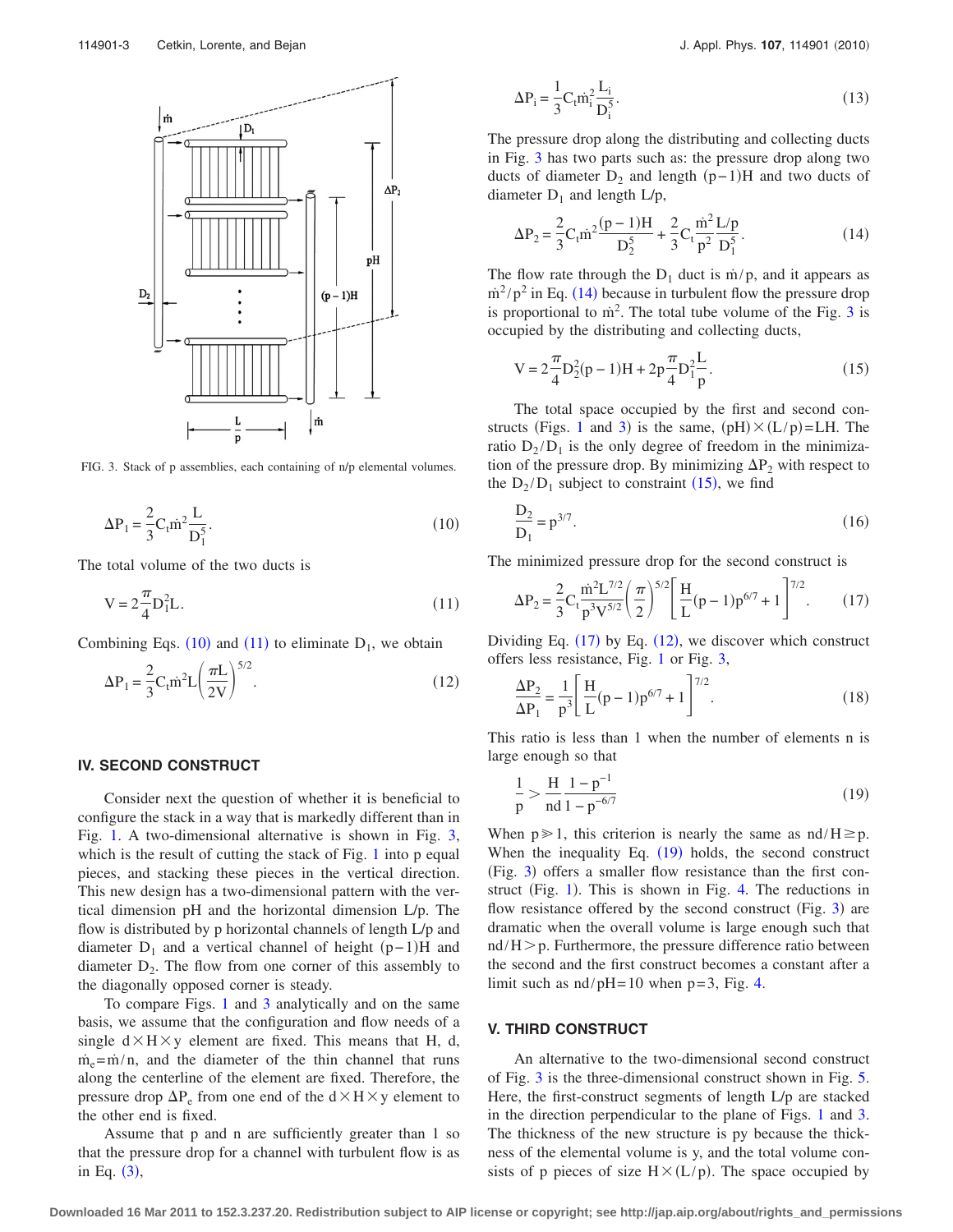FIG. 3. Stack of p assemblies, each containing of n/p elemental volumes.

$$\Delta P_1 = \frac{2}{3} C_t \dot{m}^2 \frac{L}{D_1^5}. \tag{10}$$

The total volume of the two ducts is

$$V = 2\frac{\pi}{4} D_1^2 L. \tag{11}$$

Combining Eqs. (10) and (11) to eliminate $D_1$, we obtain

$$\Delta P_1 = \frac{2}{3} C_t \dot{m}^2 L \left(\frac{\pi L}{2V}\right)^{5/2}. \tag{12}$$

## IV. SECOND CONSTRUCT

Consider next the question of whether it is beneficial to configure the stack in a way that is markedly different than in Fig. 1. A two-dimensional alternative is shown in Fig. 3, which is the result of cutting the stack of Fig. 1 into p equal pieces, and stacking these pieces in the vertical direction. This new design has a two-dimensional pattern with the vertical dimension pH and the horizontal dimension L/p. The flow is distributed by p horizontal channels of length L/p and diameter $D_1$ and a vertical channel of height $(p-1)H$ and diameter $D_2$. The flow from one corner of this assembly to the diagonally opposed corner is steady.

To compare Figs. 1 and 3 analytically and on the same basis, we assume that the configuration and flow needs of a single $d\times H\times y$ element are fixed. This means that H, d, $\dot{m}_e=\dot{m}/n$, and the diameter of the thin channel that runs along the centerline of the element are fixed. Therefore, the pressure drop $\Delta P_e$ from one end of the $d\times H\times y$ element to the other end is fixed.

Assume that p and n are sufficiently greater than 1 so that the pressure drop for a channel with turbulent flow is as in Eq. (3),

$$\Delta P_i = \frac{1}{3} C_t \dot{m}_i^2 \frac{L_i}{D_i^5}. \tag{13}$$

The pressure drop along the distributing and collecting ducts in Fig. 3 has two parts such as: the pressure drop along two ducts of diameter $D_2$ and length $(p-1)H$ and two ducts of diameter $D_1$ and length L/p,

$$\Delta P_2 = \frac{2}{3} C_t \dot{m}^2 \frac{(p-1)H}{D_2^5} + \frac{2}{3} C_t \frac{\dot{m}^2}{p^2} \frac{L/p}{D_1^5}. \tag{14}$$

The flow rate through the $D_1$ duct is $\dot{m}/p$, and it appears as $\dot{m}^2/p^2$ in Eq. (14) because in turbulent flow the pressure drop is proportional to $\dot{m}^2$. The total tube volume of the Fig. 3 is occupied by the distributing and collecting ducts,

$$V = 2\frac{\pi}{4} D_2^2 (p-1)H + 2p\frac{\pi}{4} D_1^2 \frac{L}{p}. \tag{15}$$

The total space occupied by the first and second constructs (Figs. 1 and 3) is the same, $(pH)\times(L/p)=LH$. The ratio $D_2/D_1$ is the only degree of freedom in the minimization of the pressure drop. By minimizing $\Delta P_2$ with respect to the $D_2/D_1$ subject to constraint (15), we find

$$\frac{D_2}{D_1} = p^{3/7}. \tag{16}$$

The minimized pressure drop for the second construct is

$$\Delta P_2 = \frac{2}{3} C_t \frac{\dot{m}^2 L^{7/2}}{p^3 V^{5/2}} \left(\frac{\pi}{2}\right)^{5/2} \left[\frac{H}{L}(p-1)p^{6/7} + 1\right]^{7/2}. \tag{17}$$

Dividing Eq. (17) by Eq. (12), we discover which construct offers less resistance, Fig. 1 or Fig. 3,

$$\frac{\Delta P_2}{\Delta P_1} = \frac{1}{p^3}\left[\frac{H}{L}(p-1)p^{6/7} + 1\right]^{7/2}. \tag{18}$$

This ratio is less than 1 when the number of elements n is large enough so that

$$\frac{1}{p} > \frac{H}{nd} \frac{1-p^{-1}}{1-p^{-6/7}} \tag{19}$$

When $p\gg 1$, this criterion is nearly the same as $nd/H \geq p$. When the inequality Eq. (19) holds, the second construct (Fig. 3) offers a smaller flow resistance than the first construct (Fig. 1). This is shown in Fig. 4. The reductions in flow resistance offered by the second construct (Fig. 3) are dramatic when the overall volume is large enough such that $nd/H>p$. Furthermore, the pressure difference ratio between the second and the first construct becomes a constant after a limit such as $nd/pH=10$ when $p=3$, Fig. 4.

## V. THIRD CONSTRUCT

An alternative to the two-dimensional second construct of Fig. 3 is the three-dimensional construct shown in Fig. 5. Here, the first-construct segments of length L/p are stacked in the direction perpendicular to the plane of Figs. 1 and 3. The thickness of the new structure is py because the thickness of the elemental volume is y, and the total volume consists of p pieces of size $H\times(L/p)$. The space occupied by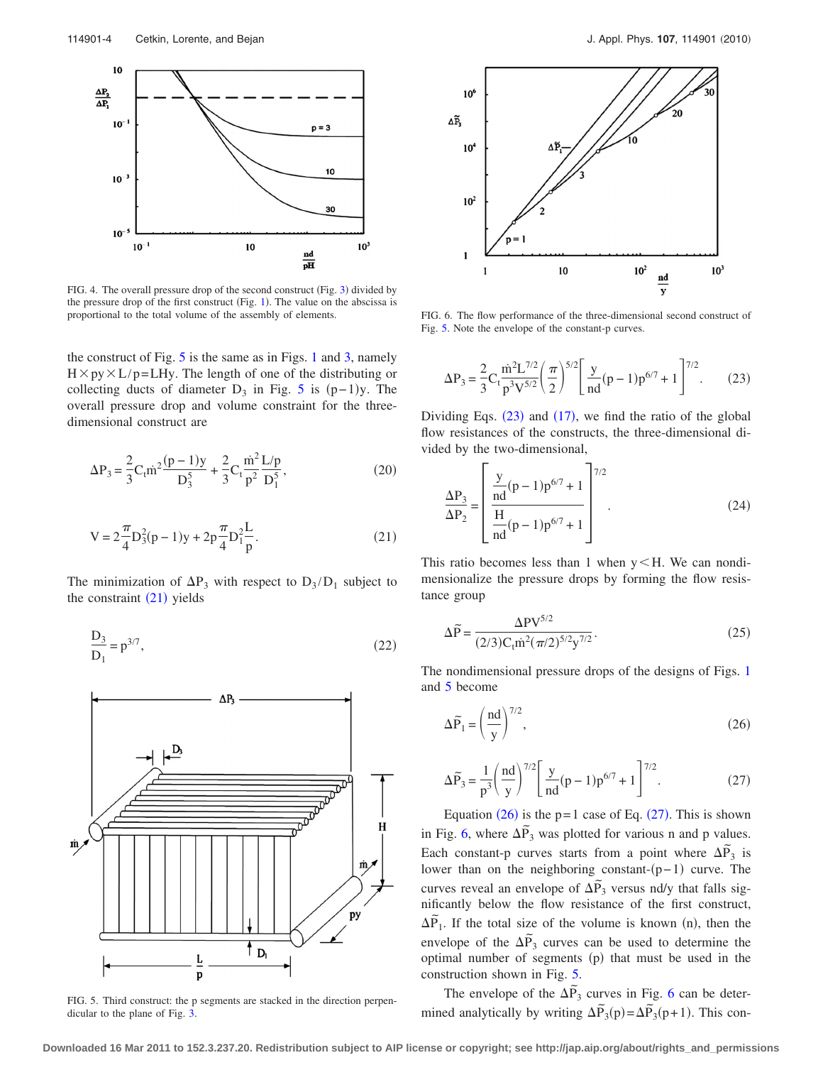FIG. 4. The overall pressure drop of the second construct (Fig. 3) divided by the pressure drop of the first construct (Fig. 1). The value on the abscissa is proportional to the total volume of elements.

the construct of Fig. 5 is the same as in Figs. 1 and 3, namely $H \times py \times L/p = LHy$. The length of one of the distributing or collecting ducts of diameter $D_3$ in Fig. 5 is $(p-1)y$. The overall pressure drop and volume constraint for the three-dimensional construct are

$$\Delta P_3 = \frac{2}{3} C_t \dot{m}^2 \frac{(p-1)y}{D_3^5} + \frac{2}{3} C_t \frac{\dot{m}^2}{p^2} \frac{L/p}{D_1^5}, \tag{20}$$

$$V = 2\frac{\pi}{4} D_3^2 (p-1)y + 2p\frac{\pi}{4} D_1^2 \frac{L}{p}. \tag{21}$$

The minimization of $\Delta P_3$ with respect to $D_3/D_1$ subject to the constraint (21) yields

$$\frac{D_3}{D_1} = p^{3/7}, \tag{22}$$

FIG. 5. Third construct: the p segments are stacked in the direction perpendicular to the plane of Fig. 3.

FIG. 6. The flow performance of the three-dimensional second construct of Fig. 5. Note the envelope of the constant-p curves.

$$\Delta P_3 = \frac{2}{3} C_t \frac{\dot{m}^2 L^{7/2}}{p^3 V^{5/2}} \left(\frac{\pi}{2}\right)^{5/2} \left[\frac{y}{nd}(p-1)p^{6/7} + 1\right]^{7/2}. \tag{23}$$

Dividing Eqs. (23) and (17), we find the ratio of the global flow resistances of the constructs, the three-dimensional divided by the two-dimensional,

$$\frac{\Delta P_3}{\Delta P_2} = \left[\frac{\frac{y}{nd}(p-1)p^{6/7} + 1}{\frac{H}{nd}(p-1)p^{6/7} + 1}\right]^{7/2}. \tag{24}$$

This ratio becomes less than 1 when $y < H$. We can nondimensionalize the pressure drops by forming the flow resistance group

$$\Delta\tilde{P} = \frac{\Delta P V^{5/2}}{(2/3) C_t \dot{m}^2 (\pi/2)^{5/2} y^{7/2}}. \tag{25}$$

The nondimensional pressure drops of the designs of Figs. 1 and 5 become

$$\Delta\tilde{P}_1 = \left(\frac{nd}{y}\right)^{7/2}, \tag{26}$$

$$\Delta\tilde{P}_3 = \frac{1}{p^3}\left(\frac{nd}{y}\right)^{7/2} \left[\frac{y}{nd}(p-1)p^{6/7} + 1\right]^{7/2}. \tag{27}$$

Equation (26) is the $p=1$ case of Eq. (27). This is shown in Fig. 6, where $\Delta\tilde{P}_3$ was plotted for various n and p values. Each constant-p curves starts from a point where $\Delta\tilde{P}_3$ is lower than on the neighboring constant-$(p-1)$ curve. The curves reveal an envelope of $\Delta\tilde{P}_3$ versus nd/y that falls significantly below the flow resistance of the first construct, $\Delta\tilde{P}_1$. If the total size of the volume is known (n), then the envelope of the $\Delta\tilde{P}_3$ curves can be used to determine the optimal number of segments (p) that must be used in the construction shown in Fig. 5.

The envelope of the $\Delta\tilde{P}_3$ curves in Fig. 6 can be determined analytically by writing $\Delta\tilde{P}_3(p) = \Delta\tilde{P}_3(p+1)$. This con-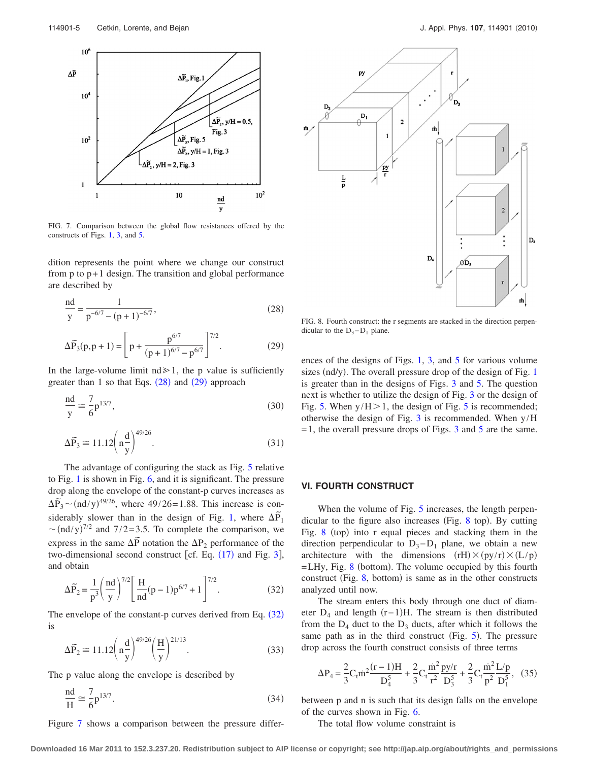FIG. 7. Comparison between the global flow resistances offered by the constructs of Figs. 1, 3, and 5.

dition represents the point where we change our construct from p to p+1 design. The transition and global performance are described by

$$\frac{nd}{y} = \frac{1}{p^{-6/7} - (p+1)^{-6/7}}, \tag{28}$$

$$\Delta\tilde{P}_3(p,p+1) = \left[ p + \frac{p^{6/7}}{(p+1)^{6/7} - p^{6/7}} \right]^{7/2}. \tag{29}$$

In the large-volume limit $nd \gg 1$, the p value is sufficiently greater than 1 so that Eqs. (28) and (29) approach

$$\frac{nd}{y} \cong \frac{7}{6} p^{13/7}, \tag{30}$$

$$\Delta\tilde{P}_3 \cong 11.12 \left( n\frac{d}{y} \right)^{49/26}. \tag{31}$$

The advantage of configuring the stack as Fig. 5 relative to Fig. 1 is shown in Fig. 6, and it is significant. The pressure drop along the envelope of the constant-p curves increases as $\Delta\tilde{P}_3 \sim (nd/y)^{49/26}$, where $49/26 = 1.88$. This increase is considerably slower than in the design of Fig. 1, where $\Delta\tilde{P}_1 \sim (nd/y)^{7/2}$ and $7/2 = 3.5$. To complete the comparison, we express in the same $\Delta\tilde{P}$ notation the $\Delta P_2$ performance of the two-dimensional second construct [cf. Eq. (17) and Fig. 3], and obtain

$$\Delta\tilde{P}_2 = \frac{1}{p^3} \left( \frac{nd}{y} \right)^{7/2} \left[ \frac{H}{nd}(p-1)p^{6/7} + 1 \right]^{7/2}. \tag{32}$$

The envelope of the constant-p curves derived from Eq. (32) is

$$\Delta\tilde{P}_2 \cong 11.12 \left( n\frac{d}{y} \right)^{49/26} \left( \frac{H}{y} \right)^{21/13}. \tag{33}$$

The p value along the envelope is described by

$$\frac{nd}{H} \cong \frac{7}{6} p^{13/7}. \tag{34}$$

Figure 7 shows a comparison between the pressure differences of the designs of Figs. 1, 3, and 5 for various volume sizes (nd/y). The overall pressure drop of the design of Fig. 1 is greater than in the designs of Figs. 3 and 5. The question next is whether to utilize the design of Fig. 3 or the design of Fig. 5. When $y/H > 1$, the design of Fig. 5 is recommended; otherwise the design of Fig. 3 is recommended. When $y/H = 1$, the overall pressure drops of Figs. 3 and 5 are the same.

FIG. 8. Fourth construct: the r segments are stacked in the direction perpendicular to the $D_3 - D_1$ plane.

## VI. FOURTH CONSTRUCT

When the volume of Fig. 5 increases, the length perpendicular to the figure also increases (Fig. 8 top). By cutting Fig. 8 (top) into r equal pieces and stacking them in the direction perpendicular to $D_3 - D_1$ plane, we obtain a new architecture with the dimensions $(rH) \times (py/r) \times (L/p) = LHy$, Fig. 8 (bottom). The volume occupied by this fourth construct (Fig. 8, bottom) is same as in the other constructs analyzed until now.

The stream enters this body through one duct of diameter $D_4$ and length $(r-1)H$. The stream is then distributed from the $D_4$ duct to the $D_3$ ducts, after which it follows the same path as in the third construct (Fig. 5). The pressure drop across the fourth construct consists of three terms

$$\Delta P_4 = \frac{2}{3} C_t \dot{m}^2 \frac{(r-1)H}{D_4^5} + \frac{2}{3} C_t \frac{\dot{m}^2}{r^2} \frac{py/r}{D_3^5} + \frac{2}{3} C_t \frac{\dot{m}^2}{p^2} \frac{L/p}{D_1^5}, \tag{35}$$

between p and n is such that its design falls on the envelope of the curves shown in Fig. 6.

The total flow volume constraint is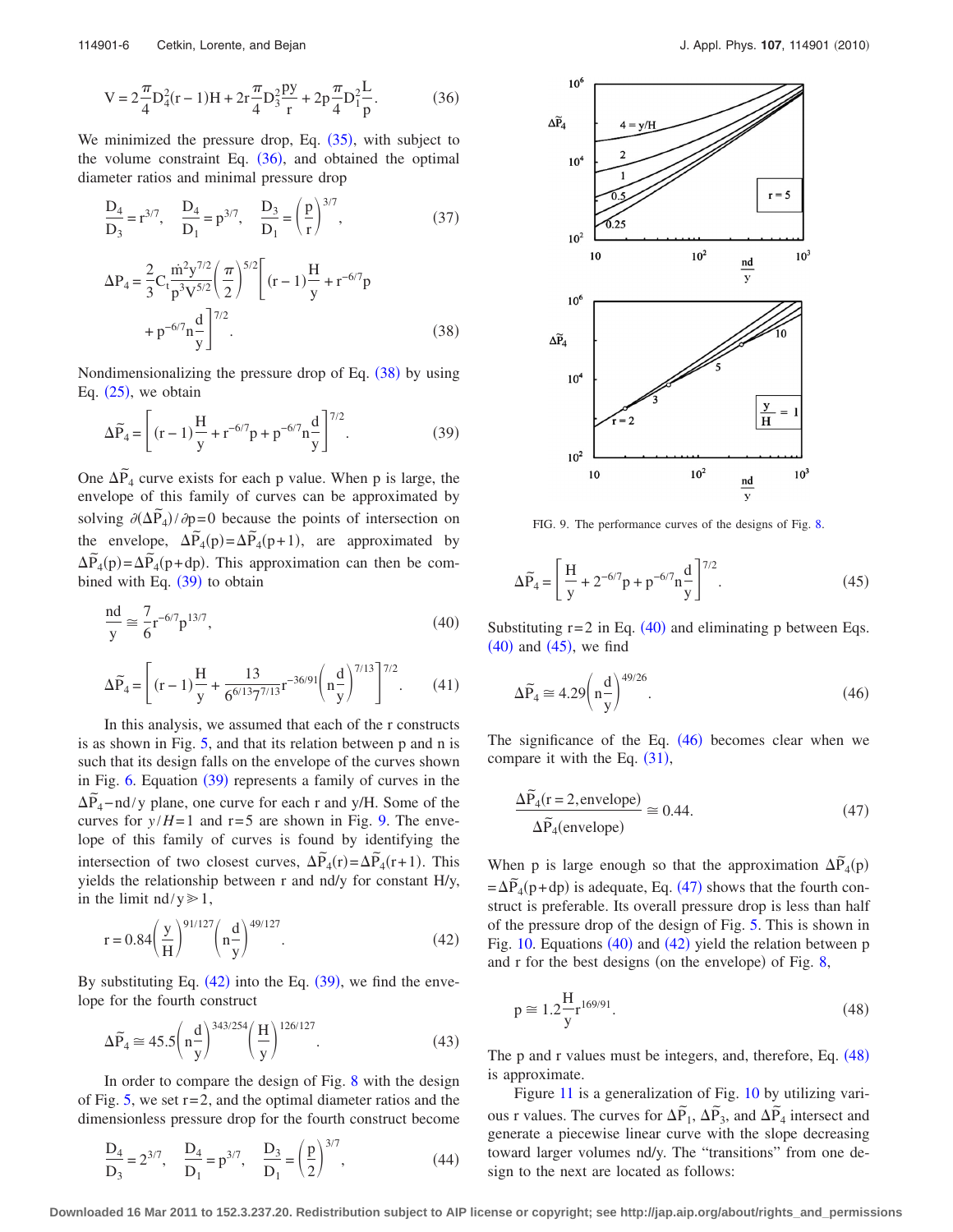$$V = 2\frac{\pi}{4}D_4^2(r-1)H + 2r\frac{\pi}{4}D_3^2\frac{py}{r} + 2p\frac{\pi}{4}D_1^2\frac{L}{p}. \quad (36)$$

We minimized the pressure drop, Eq. (35), with subject to the volume constraint Eq. (36), and obtained the optimal diameter ratios and minimal pressure drop

$$\frac{D_4}{D_3} = r^{3/7}, \quad \frac{D_4}{D_1} = p^{3/7}, \quad \frac{D_3}{D_1} = \left(\frac{p}{r}\right)^{3/7}, \quad (37)$$

$$\Delta P_4 = \frac{2}{3}C_t\frac{\dot{m}^2 y^{7/2}}{p^3 V^{5/2}}\left(\frac{\pi}{2}\right)^{5/2}\left[(r-1)\frac{H}{y} + r^{-6/7}p + p^{-6/7}n\frac{d}{y}\right]^{7/2}. \quad (38)$$

Nondimensionalizing the pressure drop of Eq. (38) by using Eq. (25), we obtain

$$\Delta\tilde{P}_4 = \left[(r-1)\frac{H}{y} + r^{-6/7}p + p^{-6/7}n\frac{d}{y}\right]^{7/2}. \quad (39)$$

One $\Delta\tilde{P}_4$ curve exists for each p value. When p is large, the envelope of this family of curves can be approximated by solving $\partial(\Delta\tilde{P}_4)/\partial p = 0$ because the points of intersection on the envelope, $\Delta\tilde{P}_4(p) = \Delta\tilde{P}_4(p+1)$, are approximated by $\Delta\tilde{P}_4(p) = \Delta\tilde{P}_4(p+dp)$. This approximation can then be combined with Eq. (39) to obtain

$$\frac{nd}{y} \cong \frac{7}{6}r^{-6/7}p^{13/7}, \quad (40)$$

$$\Delta\tilde{P}_4 = \left[(r-1)\frac{H}{y} + \frac{13}{6^{6/13}7^{7/13}}r^{-36/91}\left(n\frac{d}{y}\right)^{7/13}\right]^{7/2}. \quad (41)$$

In this analysis, we assumed that each of the r constructs is as shown in Fig. 5, and that its relation between p and n is such that its design falls on the envelope of the curves shown in Fig. 6. Equation (39) represents a family of curves in the $\Delta\tilde{P}_4 - nd/y$ plane, one curve for each r and y/H. Some of the curves for $y/H = 1$ and $r = 5$ are shown in Fig. 9. The envelope of this family of curves is found by identifying the intersection of two closest curves, $\Delta\tilde{P}_4(r) = \Delta\tilde{P}_4(r+1)$. This yields the relationship between r and nd/y for constant H/y, in the limit $nd/y \gg 1$,

$$r = 0.84\left(\frac{y}{H}\right)^{91/127}\left(n\frac{d}{y}\right)^{49/127}. \quad (42)$$

By substituting Eq. (42) into the Eq. (39), we find the envelope for the fourth construct

$$\Delta\tilde{P}_4 \cong 45.5\left(n\frac{d}{y}\right)^{343/254}\left(\frac{H}{y}\right)^{126/127}. \quad (43)$$

In order to compare the design of Fig. 8 with the design of Fig. 5, we set $r = 2$, and the optimal diameter ratios and the dimensionless pressure drop for the fourth construct become

$$\frac{D_4}{D_3} = 2^{3/7}, \quad \frac{D_4}{D_1} = p^{3/7}, \quad \frac{D_3}{D_1} = \left(\frac{p}{2}\right)^{3/7}, \quad (44)$$

FIG. 9. The performance curves of the designs of Fig. 8.

$$\Delta\tilde{P}_4 = \left[\frac{H}{y} + 2^{-6/7}p + p^{-6/7}n\frac{d}{y}\right]^{7/2}. \quad (45)$$

Substituting $r = 2$ in Eq. (40) and eliminating p between Eqs. (40) and (45), we find

$$\Delta\tilde{P}_4 \cong 4.29\left(n\frac{d}{y}\right)^{49/26}. \quad (46)$$

The significance of the Eq. (46) becomes clear when we compare it with the Eq. (31),

$$\frac{\Delta\tilde{P}_4(r=2,\text{envelope})}{\Delta\tilde{P}_4(\text{envelope})} \cong 0.44. \quad (47)$$

When p is large enough so that the approximation $\Delta\tilde{P}_4(p) = \Delta\tilde{P}_4(p+dp)$ is adequate, Eq. (47) shows that the fourth construct is preferable. Its overall pressure drop is less than half of the pressure drop of the design of Fig. 5. This is shown in Fig. 10. Equations (40) and (42) yield the relation between p and r for the best designs (on the envelope) of Fig. 8,

$$p \cong 1.2\frac{H}{y}r^{169/91}. \quad (48)$$

The p and r values must be integers, and, therefore, Eq. (48) is approximate.

Figure 11 is a generalization of Fig. 10 by utilizing various r values. The curves for $\Delta\tilde{P}_1$, $\Delta\tilde{P}_3$, and $\Delta\tilde{P}_4$ intersect and generate a piecewise linear curve with the slope decreasing toward larger volumes nd/y. The "transitions" from one design to the next are located as follows: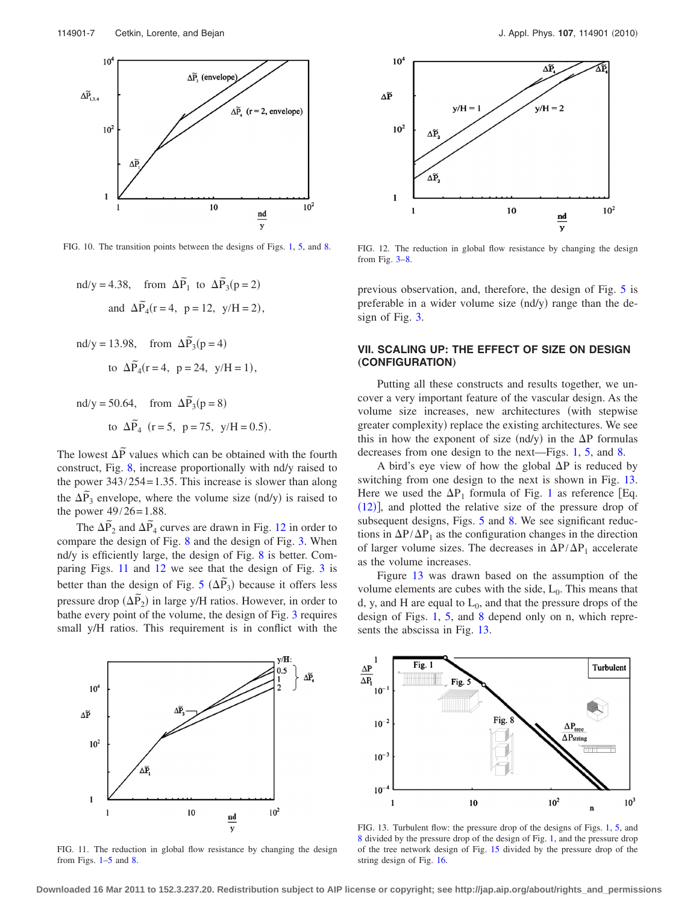FIG. 10. The transition points between the designs of Figs. 1, 5, and 8.

$$nd/y = 4.38, \quad \text{from } \Delta\tilde{P}_1 \text{ to } \Delta\tilde{P}_3(p=2)$$
$$\text{and } \Delta\tilde{P}_4(r=4, \ p=12, \ y/H=2),$$

$$nd/y = 13.98, \quad \text{from } \Delta\tilde{P}_3(p=4)$$
$$\text{to } \Delta\tilde{P}_4(r=4, \ p=24, \ y/H=1),$$

$$nd/y = 50.64, \quad \text{from } \Delta\tilde{P}_3(p=8)$$
$$\text{to } \Delta\tilde{P}_4 \ (r=5, \ p=75, \ y/H=0.5).$$

The lowest $\Delta\tilde{P}$ values which can be obtained with the fourth construct, Fig. 8, increase proportionally with nd/y raised to the power 343/254=1.35. This increase is slower than along the $\Delta\tilde{P}_3$ envelope, where the volume size (nd/y) is raised to the power 49/26=1.88.

The $\Delta\tilde{P}_2$ and $\Delta\tilde{P}_4$ curves are drawn in Fig. 12 in order to compare the design of Fig. 8 and the design of Fig. 3. When nd/y is efficiently large, the design of Fig. 8 is better. Comparing Figs. 11 and 12 we see that the design of Fig. 3 is better than the design of Fig. 5 ($\Delta\tilde{P}_3$) because it offers less pressure drop ($\Delta\tilde{P}_2$) in large y/H ratios. However, in order to bathe every point of the volume, the design of Fig. 3 requires small y/H ratios. This requirement is in conflict with the previous observation, and, therefore, the design of Fig. 5 is preferable in a wider volume size (nd/y) range than the design of Fig. 3.

FIG. 11. The reduction in global flow resistance by changing the design from Figs. 1–5 and 8.

FIG. 12. The reduction in global flow resistance by changing the design from Fig. 3–8.

## VII. SCALING UP: THE EFFECT OF SIZE ON DESIGN (CONFIGURATION)

Putting all these constructs and results together, we uncover a very important feature of the vascular design. As the volume size increases, new architectures (with stepwise greater complexity) replace the existing architectures. We see this in how the exponent of size (nd/y) in the $\Delta P$ formulas decreases from one design to the next—Figs. 1, 5, and 8.

A bird's eye view of how the global $\Delta P$ is reduced by switching from one design to the next is shown in Fig. 13. Here we used the $\Delta P_1$ formula of Fig. 1 as reference [Eq. (12)], and plotted the relative size of the pressure drop of subsequent designs, Figs. 5 and 8. We see significant reductions in $\Delta P/\Delta P_1$ as the configuration changes in the direction of larger volume sizes. The decreases in $\Delta P/\Delta P_1$ accelerate as the volume increases.

Figure 13 was drawn based on the assumption of the volume elements are cubes with the side, $L_0$. This means that d, y, and H are equal to $L_0$, and that the pressure drops of the design of Figs. 1, 5, and 8 depend only on n, which represents the abscissa in Fig. 13.

FIG. 13. Turbulent flow: the pressure drop of the designs of Figs. 1, 5, and 8 divided by the pressure drop of the design of Fig. 1, and the pressure drop of the tree network design of Fig. 15 divided by the pressure drop of the string design of Fig. 16.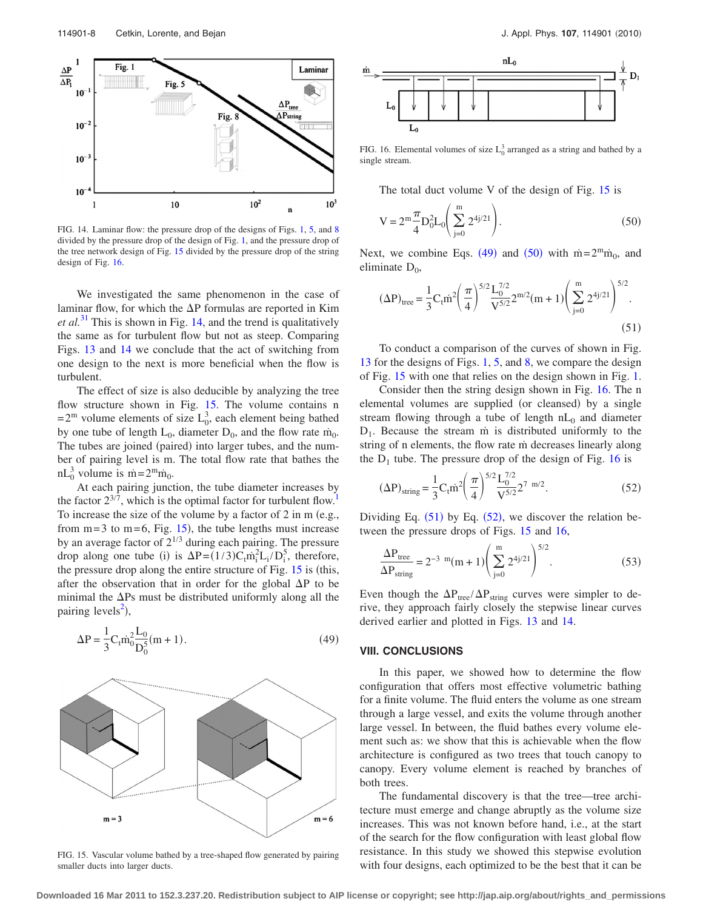FIG. 14. Laminar flow: the pressure drop of the designs of Figs. 1, 5, and 8 divided by the pressure drop of the design of Fig. 1, and the pressure drop of the tree network design of Fig. 15 divided by the pressure drop of the string design of Fig. 16.

We investigated the same phenomenon in the case of laminar flow, for which the $\Delta P$ formulas are reported in Kim *et al.*[31] This is shown in Fig. 14, and the trend is qualitatively the same as for turbulent flow but not as steep. Comparing Figs. 13 and 14 we conclude that the act of switching from one design to the next is more beneficial when the flow is turbulent.

The effect of size is also deducible by analyzing the tree flow structure shown in Fig. 15. The volume contains $n = 2^m$ volume elements of size $L_0^3$, each element being bathed by one tube of length $L_0$, diameter $D_0$, and the flow rate $\dot{m}_0$. The tubes are joined (paired) into larger tubes, and the number of pairing level is m. The total flow rate that bathes the $nL_0^3$ volume is $\dot{m} = 2^m \dot{m}_0$.

At each pairing junction, the tube diameter increases by the factor $2^{3/7}$, which is the optimal factor for turbulent flow.[1] To increase the size of the volume by a factor of 2 in m (e.g., from m=3 to m=6, Fig. 15), the tube lengths must increase by an average factor of $2^{1/3}$ during each pairing. The pressure drop along one tube (i) is $\Delta P = (1/3) C_t \dot{m}_i^2 L_i / D_i^5$, therefore, the pressure drop along the entire structure of Fig. 15 is (this, after the observation that in order for the global $\Delta P$ to be minimal the $\Delta P$s must be distributed uniformly along all the pairing levels[2]),

$$\Delta P = \frac{1}{3} C_t \dot{m}_0^2 \frac{L_0}{D_0^5} (m+1). \tag{49}$$

FIG. 15. Vascular volume bathed by a tree-shaped flow generated by pairing smaller ducts into larger ducts.

FIG. 16. Elemental volumes of size $L_0^3$ arranged as a string and bathed by a single stream.

The total duct volume V of the design of Fig. 15 is

$$V = 2^m \frac{\pi}{4} D_0^2 L_0 \left( \sum_{j=0}^{m} 2^{4j/21} \right). \tag{50}$$

Next, we combine Eqs. (49) and (50) with $\dot{m} = 2^m \dot{m}_0$, and eliminate $D_0$,

$$(\Delta P)_{\text{tree}} = \frac{1}{3} C_t \dot{m}^2 \left( \frac{\pi}{4} \right)^{5/2} \frac{L_0^{7/2}}{V^{5/2}} 2^{m/2} (m+1) \left( \sum_{j=0}^{m} 2^{4j/21} \right)^{5/2}. \tag{51}$$

To conduct a comparison of the curves of shown in Fig. 13 for the designs of Figs. 1, 5, and 8, we compare the design of Fig. 15 with one that relies on the design shown in Fig. 1.

Consider then the string design shown in Fig. 16. The n elemental volumes are supplied (or cleansed) by a single stream flowing through a tube of length $nL_0$ and diameter $D_1$. Because the stream $\dot{m}$ is distributed uniformly to the string of n elements, the flow rate $\dot{m}$ decreases linearly along the $D_1$ tube. The pressure drop of the design of Fig. 16 is

$$(\Delta P)_{\text{string}} = \frac{1}{3} C_t \dot{m}^2 \left( \frac{\pi}{4} \right)^{5/2} \frac{L_0^{7/2}}{V^{5/2}} 2^{7\ m/2}. \tag{52}$$

Dividing Eq. (51) by Eq. (52), we discover the relation between the pressure drops of Figs. 15 and 16,

$$\frac{\Delta P_{\text{tree}}}{\Delta P_{\text{string}}} = 2^{-3\ m} (m+1) \left( \sum_{j=0}^{m} 2^{4j/21} \right)^{5/2}. \tag{53}$$

Even though the $\Delta P_{\text{tree}} / \Delta P_{\text{string}}$ curves were simpler to derive, they approach fairly closely the stepwise linear curves derived earlier and plotted in Figs. 13 and 14.

## VIII. CONCLUSIONS

In this paper, we showed how to determine the flow configuration that offers most effective volumetric bathing for a finite volume. The fluid enters the volume as one stream through a large vessel, and exits the volume through another large vessel. In between, the fluid bathes every volume element such as: we show that this is achievable when the flow architecture is configured as two trees that touch canopy to canopy. Every volume element is reached by branches of both trees.

The fundamental discovery is that the tree—tree architecture must emerge and change abruptly as the volume size increases. This was not known before hand, i.e., at the start of the search for the flow configuration with least global flow resistance. In this study we showed this stepwise evolution with four designs, each optimized to be the best that it can be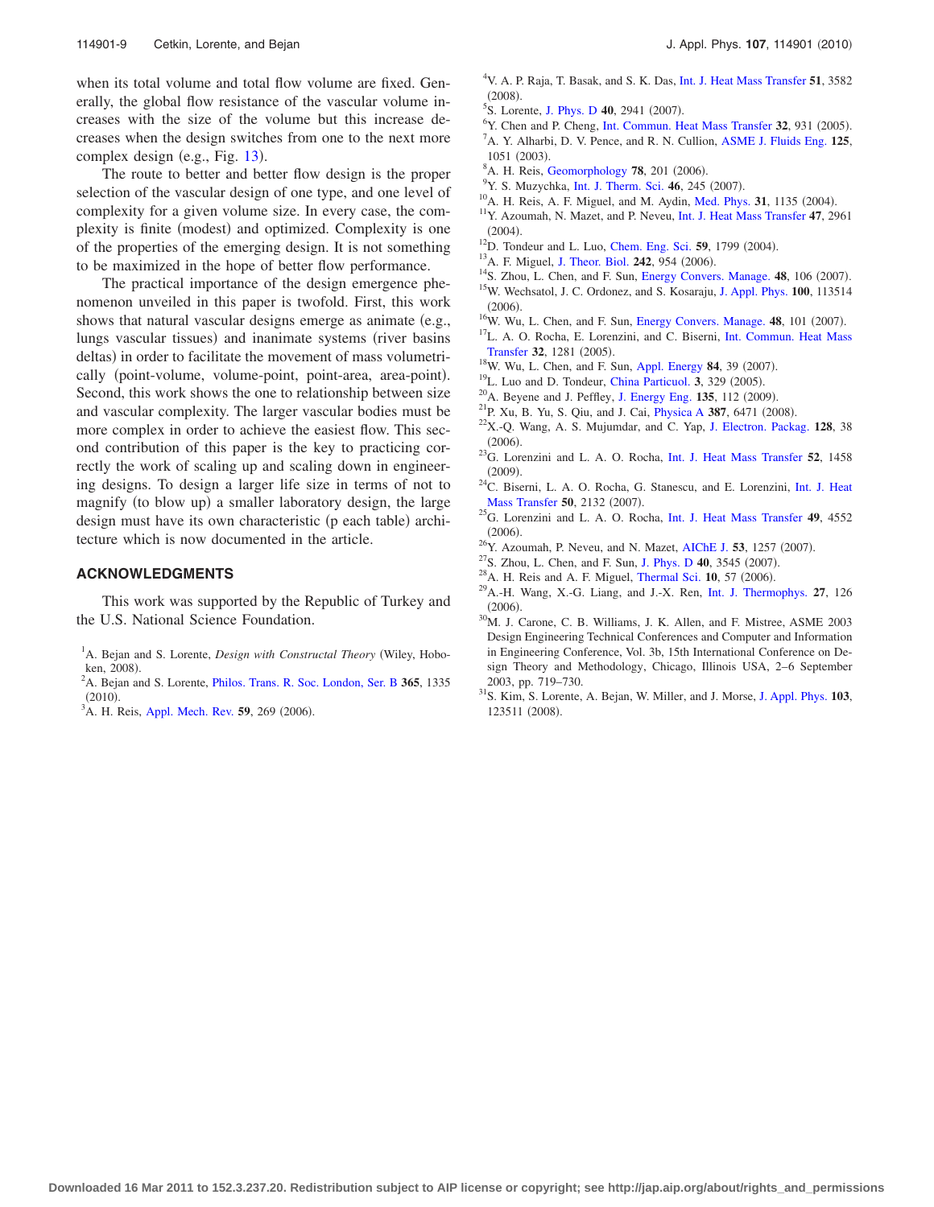when its total volume and total flow volume are fixed. Generally, the global flow resistance of the vascular volume increases with the size of the volume but this increase decreases when the design switches from one to the next more complex design (e.g., Fig. 13).

The route to better and better flow design is the proper selection of the vascular design of one type, and one level of complexity for a given volume size. In every case, the complexity is finite (modest) and optimized. Complexity is one of the properties of the emerging design. It is not something to be maximized in the hope of better flow performance.

The practical importance of the design emergence phenomenon unveiled in this paper is twofold. First, this work shows that natural vascular designs emerge as animate (e.g., lungs vascular tissues) and inanimate systems (river basins deltas) in order to facilitate the movement of mass volumetrically (point-volume, volume-point, point-area, area-point). Second, this work shows the one to relationship between size and vascular complexity. The larger vascular bodies must be more complex in order to achieve the easiest flow. This second contribution of this paper is the key to practicing correctly the work of scaling up and scaling down in engineering designs. To design a larger life size in terms of not to magnify (to blow up) a smaller laboratory design, the large design must have its own characteristic (p each table) architecture which is now documented in the article.

## ACKNOWLEDGMENTS

This work was supported by the Republic of Turkey and the U.S. National Science Foundation.

[1] A. Bejan and S. Lorente, *Design with Constructal Theory* (Wiley, Hoboken, 2008).
[2] A. Bejan and S. Lorente, Philos. Trans. R. Soc. London, Ser. B **365**, 1335 (2010).
[3] A. H. Reis, Appl. Mech. Rev. **59**, 269 (2006).
[4] V. A. P. Raja, T. Basak, and S. K. Das, Int. J. Heat Mass Transfer **51**, 3582 (2008).
[5] S. Lorente, J. Phys. D **40**, 2941 (2007).
[6] Y. Chen and P. Cheng, Int. Commun. Heat Mass Transfer **32**, 931 (2005).
[7] A. Y. Alharbi, D. V. Pence, and R. N. Cullion, ASME J. Fluids Eng. **125**, 1051 (2003).
[8] A. H. Reis, Geomorphology **78**, 201 (2006).
[9] Y. S. Muzychka, Int. J. Therm. Sci. **46**, 245 (2007).
[10] A. H. Reis, A. F. Miguel, and M. Aydin, Med. Phys. **31**, 1135 (2004).
[11] Y. Azoumah, N. Mazet, and P. Neveu, Int. J. Heat Mass Transfer **47**, 2961 (2004).
[12] D. Tondeur and L. Luo, Chem. Eng. Sci. **59**, 1799 (2004).
[13] A. F. Miguel, J. Theor. Biol. **242**, 954 (2006).
[14] S. Zhou, L. Chen, and F. Sun, Energy Convers. Manage. **48**, 106 (2007).
[15] W. Wechsatol, J. C. Ordonez, and S. Kosaraju, J. Appl. Phys. **100**, 113514 (2006).
[16] W. Wu, L. Chen, and F. Sun, Energy Convers. Manage. **48**, 101 (2007).
[17] L. A. O. Rocha, E. Lorenzini, and C. Biserni, Int. Commun. Heat Mass Transfer **32**, 1281 (2005).
[18] W. Wu, L. Chen, and F. Sun, Appl. Energy **84**, 39 (2007).
[19] L. Luo and D. Tondeur, China Particuol. **3**, 329 (2005).
[20] A. Beyene and J. Peffley, J. Energy Eng. **135**, 112 (2009).
[21] P. Xu, B. Yu, S. Qiu, and J. Cai, Physica A **387**, 6471 (2008).
[22] X.-Q. Wang, A. S. Mujumdar, and C. Yap, J. Electron. Packag. **128**, 38 (2006).
[23] G. Lorenzini and L. A. O. Rocha, Int. J. Heat Mass Transfer **52**, 1458 (2009).
[24] C. Biserni, L. A. O. Rocha, G. Stanescu, and E. Lorenzini, Int. J. Heat Mass Transfer **50**, 2132 (2007).
[25] G. Lorenzini and L. A. O. Rocha, Int. J. Heat Mass Transfer **49**, 4552 (2006).
[26] Y. Azoumah, P. Neveu, and N. Mazet, AIChE J. **53**, 1257 (2007).
[27] S. Zhou, L. Chen, and F. Sun, J. Phys. D **40**, 3545 (2007).
[28] A. H. Reis and A. F. Miguel, Thermal Sci. **10**, 57 (2006).
[29] A.-H. Wang, X.-G. Liang, and J.-X. Ren, Int. J. Thermophys. **27**, 126 (2006).
[30] M. J. Carone, C. B. Williams, J. K. Allen, and F. Mistree, ASME 2003 Design Engineering Technical Conferences and Computer and Information in Engineering Conference, Vol. 3b, 15th International Conference on Design Theory and Methodology, Chicago, Illinois USA, 2–6 September 2003, pp. 719–730.
[31] S. Kim, S. Lorente, A. Bejan, W. Miller, and J. Morse, J. Appl. Phys. **103**, 123511 (2008).